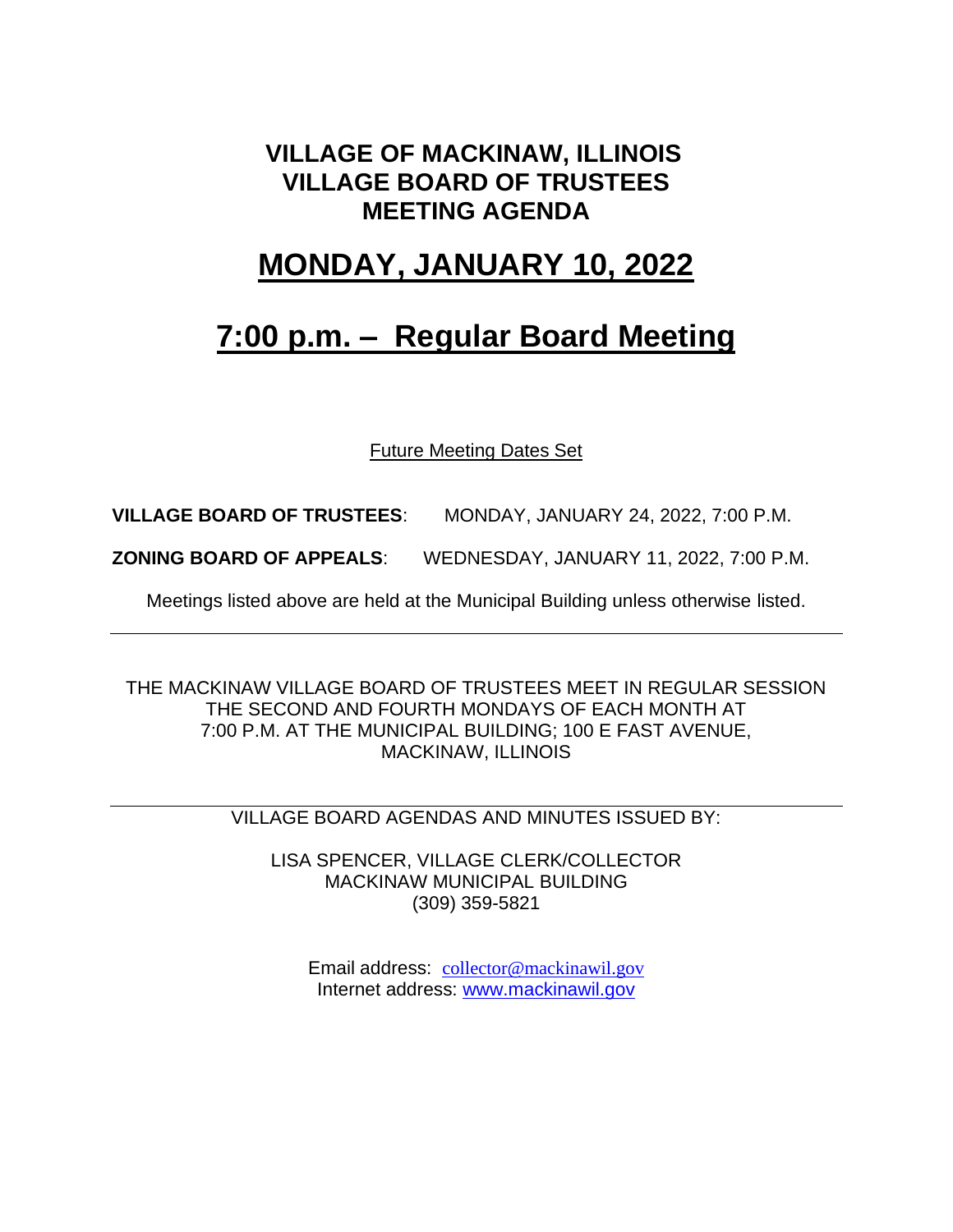# VILLAGE OF MACKINAW, ILLINOIS
# VILLAGE BOARD OF TRUSTEES
# MEETING AGENDA

## MONDAY, JANUARY 10, 2022

## 7:00 p.m. – Regular Board Meeting

Future Meeting Dates Set

**VILLAGE BOARD OF TRUSTEES**: MONDAY, JANUARY 24, 2022, 7:00 P.M.

**ZONING BOARD OF APPEALS**: WEDNESDAY, JANUARY 11, 2022, 7:00 P.M.

Meetings listed above are held at the Municipal Building unless otherwise listed.

---

THE MACKINAW VILLAGE BOARD OF TRUSTEES MEET IN REGULAR SESSION THE SECOND AND FOURTH MONDAYS OF EACH MONTH AT 7:00 P.M. AT THE MUNICIPAL BUILDING; 100 E FAST AVENUE, MACKINAW, ILLINOIS

---

VILLAGE BOARD AGENDAS AND MINUTES ISSUED BY:

LISA SPENCER, VILLAGE CLERK/COLLECTOR
MACKINAW MUNICIPAL BUILDING
(309) 359-5821

Email address: collector@mackinawil.gov
Internet address: www.mackinawil.gov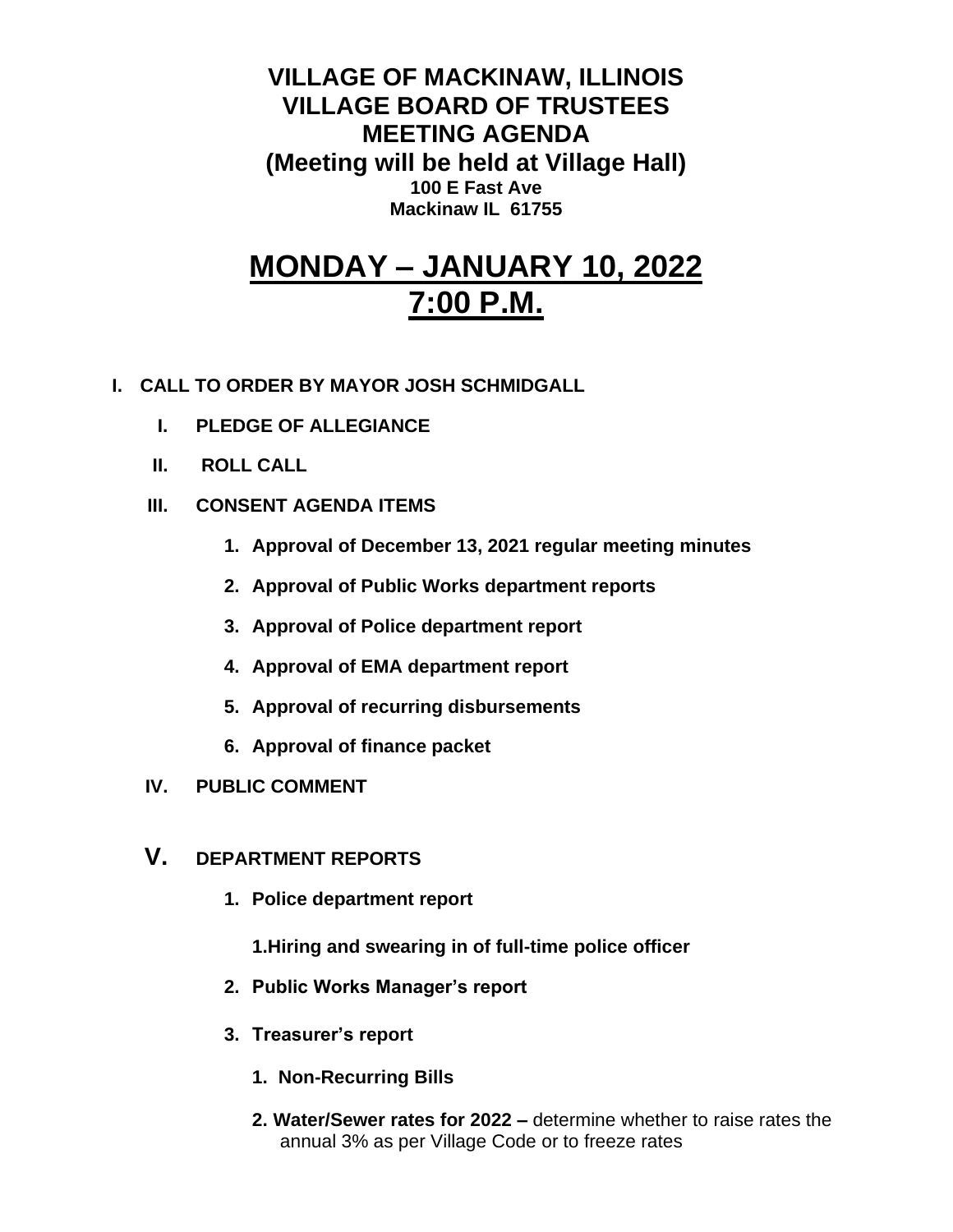# VILLAGE OF MACKINAW, ILLINOIS
# VILLAGE BOARD OF TRUSTEES
# MEETING AGENDA
## (Meeting will be held at Village Hall)

**100 E Fast Ave**
**Mackinaw IL 61755**

# MONDAY – JANUARY 10, 2022
# 7:00 P.M.

**I. CALL TO ORDER BY MAYOR JOSH SCHMIDGALL**

- **I. PLEDGE OF ALLEGIANCE**
- **II. ROLL CALL**
- **III. CONSENT AGENDA ITEMS**
  1. **Approval of December 13, 2021 regular meeting minutes**
  2. **Approval of Public Works department reports**
  3. **Approval of Police department report**
  4. **Approval of EMA department report**
  5. **Approval of recurring disbursements**
  6. **Approval of finance packet**
- **IV. PUBLIC COMMENT**
- **V. DEPARTMENT REPORTS**
  1. **Police department report**

     **1.Hiring and swearing in of full-time police officer**
  2. **Public Works Manager's report**
  3. **Treasurer's report**
     1. **Non-Recurring Bills**
     2. **Water/Sewer rates for 2022 –** determine whether to raise rates the annual 3% as per Village Code or to freeze rates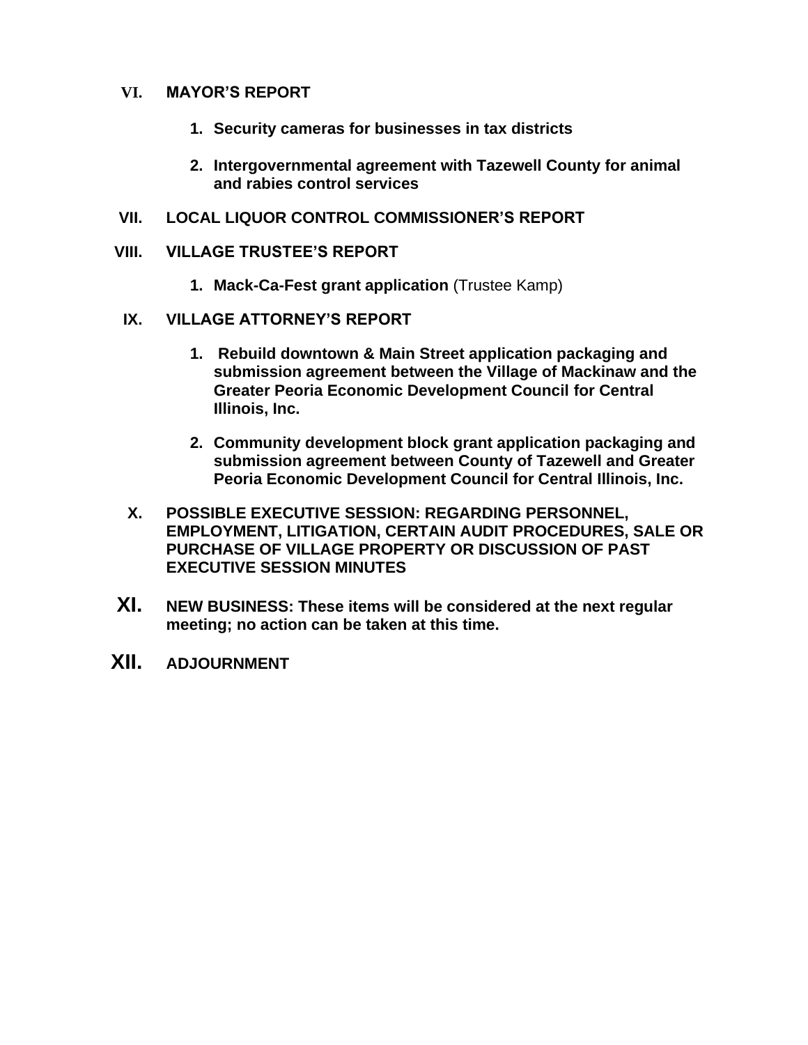**VI. MAYOR'S REPORT**

1. **Security cameras for businesses in tax districts**

2. **Intergovernmental agreement with Tazewell County for animal and rabies control services**

**VII. LOCAL LIQUOR CONTROL COMMISSIONER'S REPORT**

**VIII. VILLAGE TRUSTEE'S REPORT**

1. **Mack-Ca-Fest grant application** (Trustee Kamp)

**IX. VILLAGE ATTORNEY'S REPORT**

1. **Rebuild downtown & Main Street application packaging and submission agreement between the Village of Mackinaw and the Greater Peoria Economic Development Council for Central Illinois, Inc.**

2. **Community development block grant application packaging and submission agreement between County of Tazewell and Greater Peoria Economic Development Council for Central Illinois, Inc.**

**X. POSSIBLE EXECUTIVE SESSION: REGARDING PERSONNEL, EMPLOYMENT, LITIGATION, CERTAIN AUDIT PROCEDURES, SALE OR PURCHASE OF VILLAGE PROPERTY OR DISCUSSION OF PAST EXECUTIVE SESSION MINUTES**

**XI. NEW BUSINESS: These items will be considered at the next regular meeting; no action can be taken at this time.**

**XII. ADJOURNMENT**